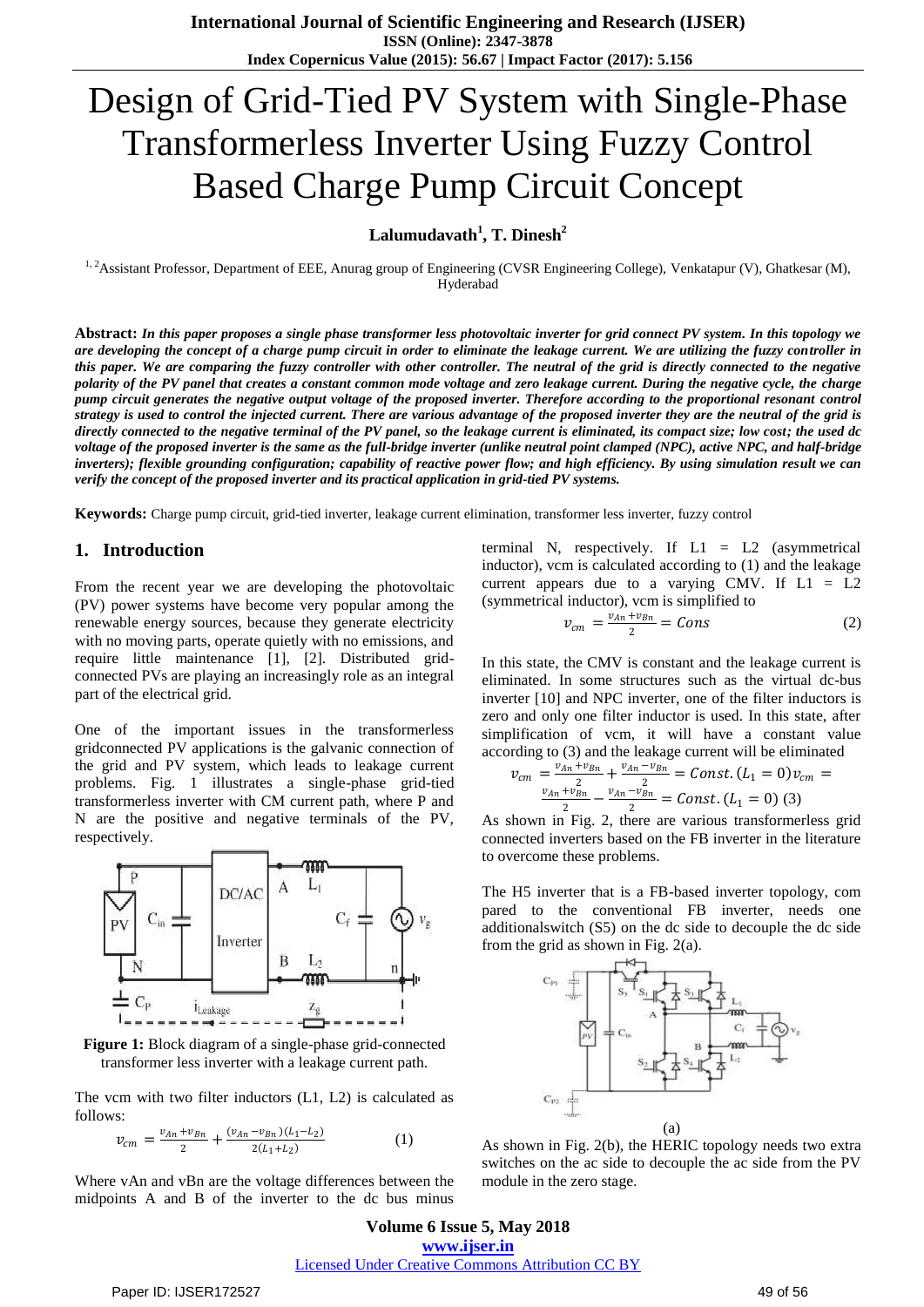# Design of Grid-Tied PV System with Single-Phase Transformerless Inverter Using Fuzzy Control Based Charge Pump Circuit Concept

**Lalumudavath[1], T. Dinesh[2]**

[1, 2]Assistant Professor, Department of EEE, Anurag group of Engineering (CVSR Engineering College), Venkatapur (V), Ghatkesar (M), Hyderabad

**Abstract:** ***In this paper proposes a single phase transformer less photovoltaic inverter for grid connect PV system. In this topology we are developing the concept of a charge pump circuit in order to eliminate the leakage current. We are utilizing the fuzzy controller in this paper. We are comparing the fuzzy controller with other controller. The neutral of the grid is directly connected to the negative polarity of the PV panel that creates a constant common mode voltage and zero leakage current. During the negative cycle, the charge pump circuit generates the negative output voltage of the proposed inverter. Therefore according to the proportional resonant control strategy is used to control the injected current. There are various advantage of the proposed inverter they are the neutral of the grid is directly connected to the negative terminal of the PV panel, so the leakage current is eliminated, its compact size; low cost; the used dc voltage of the proposed inverter is the same as the full-bridge inverter (unlike neutral point clamped (NPC), active NPC, and half-bridge inverters); flexible grounding configuration; capability of reactive power flow; and high efficiency. By using simulation result we can verify the concept of the proposed inverter and its practical application in grid-tied PV systems.***

**Keywords:** Charge pump circuit, grid-tied inverter, leakage current elimination, transformer less inverter, fuzzy control

## 1. Introduction

From the recent year we are developing the photovoltaic (PV) power systems have become very popular among the renewable energy sources, because they generate electricity with no moving parts, operate quietly with no emissions, and require little maintenance [1], [2]. Distributed grid-connected PVs are playing an increasingly role as an integral part of the electrical grid.

One of the important issues in the transformerless gridconnected PV applications is the galvanic connection of the grid and PV system, which leads to leakage current problems. Fig. 1 illustrates a single-phase grid-tied transformerless inverter with CM current path, where P and N are the positive and negative terminals of the PV, respectively.

**Figure 1:** Block diagram of a single-phase grid-connected transformer less inverter with a leakage current path.

The vcm with two filter inductors (L1, L2) is calculated as follows:

$$v_{cm} = \frac{v_{An} + v_{Bn}}{2} + \frac{(v_{An} - v_{Bn})(L_1 - L_2)}{2(L_1 + L_2)} \quad (1)$$

Where vAn and vBn are the voltage differences between the midpoints A and B of the inverter to the dc bus minus terminal N, respectively. If L1 = L2 (asymmetrical inductor), vcm is calculated according to (1) and the leakage current appears due to a varying CMV. If L1 = L2 (symmetrical inductor), vcm is simplified to

$$v_{cm} = \frac{v_{An} + v_{Bn}}{2} = Cons \quad (2)$$

In this state, the CMV is constant and the leakage current is eliminated. In some structures such as the virtual dc-bus inverter [10] and NPC inverter, one of the filter inductors is zero and only one filter inductor is used. In this state, after simplification of vcm, it will have a constant value according to (3) and the leakage current will be eliminated

$$v_{cm} = \frac{v_{An} + v_{Bn}}{2} + \frac{v_{An} - v_{Bn}}{2} = Const. (L_1 = 0) v_{cm} = \frac{v_{An} + v_{Bn}}{2} - \frac{v_{An} - v_{Bn}}{2} = Const. (L_1 = 0) \quad (3)$$

As shown in Fig. 2, there are various transformerless grid connected inverters based on the FB inverter in the literature to overcome these problems.

The H5 inverter that is a FB-based inverter topology, com pared to the conventional FB inverter, needs one additionalswitch (S5) on the dc side to decouple the dc side from the grid as shown in Fig. 2(a).

(a)

As shown in Fig. 2(b), the HERIC topology needs two extra switches on the ac side to decouple the ac side from the PV module in the zero stage.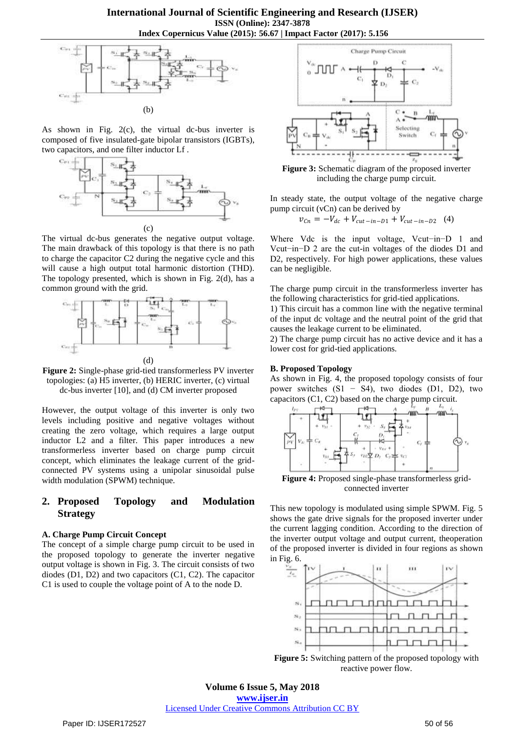(b)

As shown in Fig. 2(c), the virtual dc-bus inverter is composed of five insulated-gate bipolar transistors (IGBTs), two capacitors, and one filter inductor Lf .

(c)

The virtual dc-bus generates the negative output voltage. The main drawback of this topology is that there is no path to charge the capacitor C2 during the negative cycle and this will cause a high output total harmonic distortion (THD). The topology presented, which is shown in Fig. 2(d), has a common ground with the grid.

(d)

**Figure 2:** Single-phase grid-tied transformerless PV inverter topologies: (a) H5 inverter, (b) HERIC inverter, (c) virtual dc-bus inverter [10], and (d) CM inverter proposed

However, the output voltage of this inverter is only two levels including positive and negative voltages without creating the zero voltage, which requires a large output inductor L2 and a filter. This paper introduces a new transformerless inverter based on charge pump circuit concept, which eliminates the leakage current of the grid-connected PV systems using a unipolar sinusoidal pulse width modulation (SPWM) technique.

## 2. Proposed Topology and Modulation Strategy

### A. Charge Pump Circuit Concept

The concept of a simple charge pump circuit to be used in the proposed topology to generate the inverter negative output voltage is shown in Fig. 3. The circuit consists of two diodes (D1, D2) and two capacitors (C1, C2). The capacitor C1 is used to couple the voltage point of A to the node D.

**Figure 3:** Schematic diagram of the proposed inverter including the charge pump circuit.

In steady state, the output voltage of the negative charge pump circuit (vCn) can be derived by

$$v_{Cn} = -V_{dc} + V_{cut-in-D1} + V_{cut-in-D2} \quad (4)$$

Where Vdc is the input voltage, Vcut−in−D 1 and Vcut−in−D 2 are the cut-in voltages of the diodes D1 and D2, respectively. For high power applications, these values can be negligible.

The charge pump circuit in the transformerless inverter has the following characteristics for grid-tied applications.

1) This circuit has a common line with the negative terminal of the input dc voltage and the neutral point of the grid that causes the leakage current to be eliminated.

2) The charge pump circuit has no active device and it has a lower cost for grid-tied applications.

### B. Proposed Topology

As shown in Fig. 4, the proposed topology consists of four power switches (S1 − S4), two diodes (D1, D2), two capacitors (C1, C2) based on the charge pump circuit.

**Figure 4:** Proposed single-phase transformerless grid-connected inverter

This new topology is modulated using simple SPWM. Fig. 5 shows the gate drive signals for the proposed inverter under the current lagging condition. According to the direction of the inverter output voltage and output current, theoperation of the proposed inverter is divided in four regions as shown in Fig. 6.

**Figure 5:** Switching pattern of the proposed topology with reactive power flow.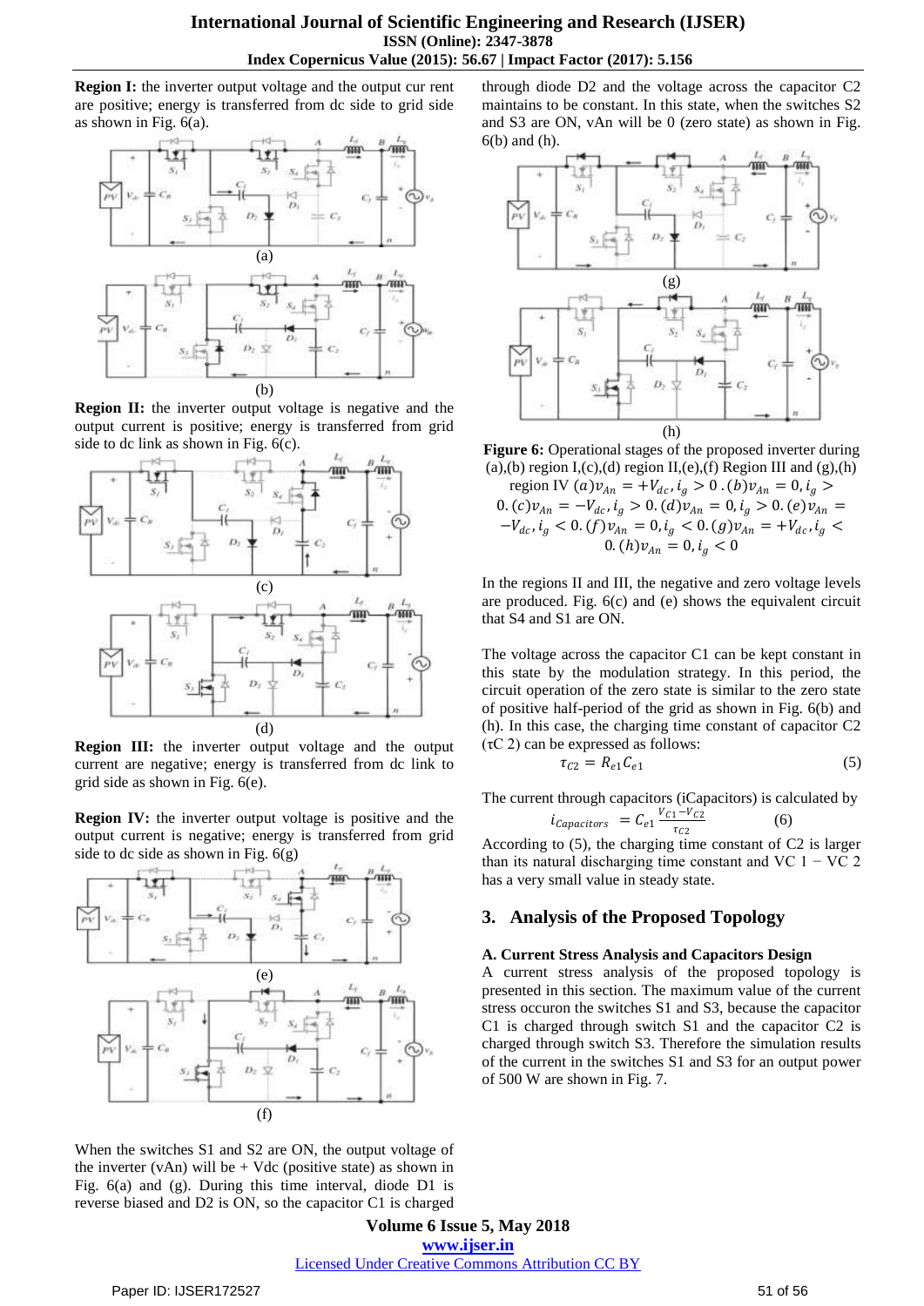**Region I:** the inverter output voltage and the output cur rent are positive; energy is transferred from dc side to grid side as shown in Fig. 6(a).

(a)

(b)

**Region II:** the inverter output voltage is negative and the output current is positive; energy is transferred from grid side to dc link as shown in Fig. 6(c).

(c)

(d)

**Region III:** the inverter output voltage and the output current are negative; energy is transferred from dc link to grid side as shown in Fig. 6(e).

**Region IV:** the inverter output voltage is positive and the output current is negative; energy is transferred from grid side to dc side as shown in Fig. 6(g)

(e)

(f)

When the switches S1 and S2 are ON, the output voltage of the inverter (vAn) will be + Vdc (positive state) as shown in Fig. 6(a) and (g). During this time interval, diode D1 is reverse biased and D2 is ON, so the capacitor C1 is charged through diode D2 and the voltage across the capacitor C2 maintains to be constant. In this state, when the switches S2 and S3 are ON, vAn will be 0 (zero state) as shown in Fig. 6(b) and (h).

(g)

(h)

**Figure 6:** Operational stages of the proposed inverter during (a),(b) region I,(c),(d) region II,(e),(f) Region III and (g),(h) region IV $(a) v_{An} = +V_{dc}, i_g > 0$ . $(b) v_{An} = 0, i_g > 0$. $(c) v_{An} = -V_{dc}, i_g > 0$. $(d) v_{An} = 0, i_g > 0$. $(e) v_{An} = -V_{dc}, i_g < 0$. $(f) v_{An} = 0, i_g < 0$. $(g) v_{An} = +V_{dc}, i_g < 0$. $(h) v_{An} = 0, i_g < 0$

In the regions II and III, the negative and zero voltage levels are produced. Fig. 6(c) and (e) shows the equivalent circuit that S4 and S1 are ON.

The voltage across the capacitor C1 can be kept constant in this state by the modulation strategy. In this period, the circuit operation of the zero state is similar to the zero state of positive half-period of the grid as shown in Fig. 6(b) and (h). In this case, the charging time constant of capacitor C2 (τC 2) can be expressed as follows:

$$\tau_{C2} = R_{e1} C_{e1} \tag{5}$$

The current through capacitors (iCapacitors) is calculated by

$$i_{Capacitors} = C_{e1} \frac{V_{C1} - V_{C2}}{\tau_{C2}} \tag{6}$$

According to (5), the charging time constant of C2 is larger than its natural discharging time constant and VC 1 − VC 2 has a very small value in steady state.

## 3. Analysis of the Proposed Topology

### A. Current Stress Analysis and Capacitors Design

A current stress analysis of the proposed topology is presented in this section. The maximum value of the current stress occuron the switches S1 and S3, because the capacitor C1 is charged through switch S1 and the capacitor C2 is charged through switch S3. Therefore the simulation results of the current in the switches S1 and S3 for an output power of 500 W are shown in Fig. 7.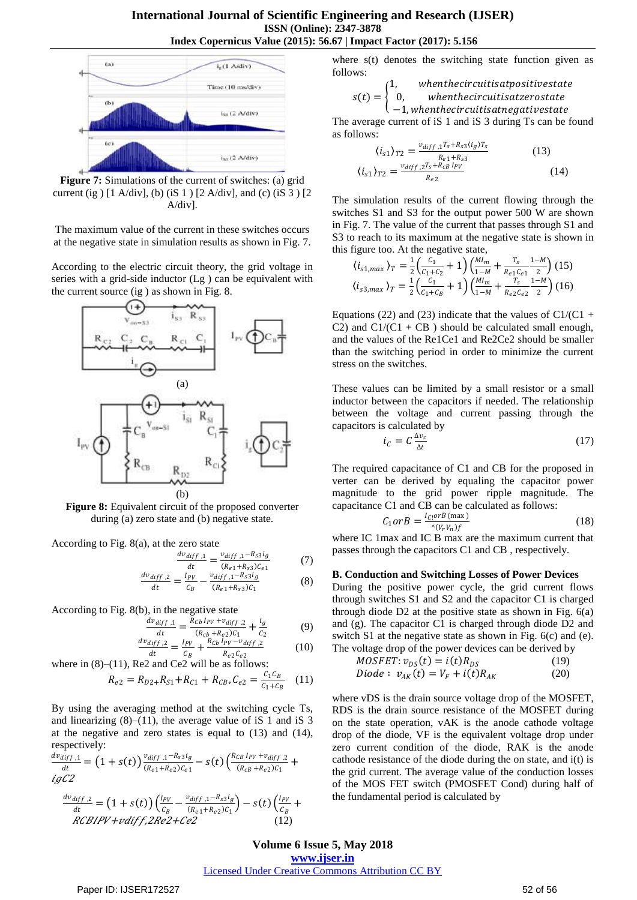Figure 7: Simulations of the current of switches: (a) grid current (ig ) [1 A/div], (b) (iS 1 ) [2 A/div], and (c) (iS 3 ) [2 A/div].

The maximum value of the current in these switches occurs at the negative state in simulation results as shown in Fig. 7.

According to the electric circuit theory, the grid voltage in series with a grid-side inductor (Lg ) can be equivalent with the current source (ig ) as shown in Fig. 8.

Figure 8: Equivalent circuit of the proposed converter during (a) zero state and (b) negative state.

According to Fig. 8(a), at the zero state

$$\frac{dv_{diff,1}}{dt} = \frac{v_{diff,1} - R_{s3} i_g}{(R_{e1}+R_{s3})C_{e1}} \quad (7)$$

$$\frac{dv_{diff,2}}{dt} = \frac{I_{PV}}{C_B} - \frac{v_{diff,1} - R_{s3} i_g}{(R_{e1}+R_{s3})C_1} \quad (8)$$

According to Fig. 8(b), in the negative state

$$\frac{dv_{diff,1}}{dt} = \frac{R_{Cb} I_{PV} + v_{diff,2}}{(R_{cb}+R_{e2})C_1} + \frac{i_g}{C_2} \quad (9)$$

$$\frac{dv_{diff,2}}{dt} = \frac{I_{PV}}{C_B} + \frac{R_{Cb} I_{PV} - v_{diff,2}}{R_{e2} C_{e2}} \quad (10)$$

where in (8)–(11), Re2 and Ce2 will be as follows:

$$R_{e2} = R_{D2} + R_{S1} + R_{C1} + R_{CB}, C_{e2} = \frac{C_1 C_B}{C_1 + C_B} \quad (11)$$

By using the averaging method at the switching cycle Ts, and linearizing (8)–(11), the average value of iS 1 and iS 3 at the negative and zero states is equal to (13) and (14), respectively:

$$\frac{dv_{diff,1}}{dt} = \left(1 + s(t)\right)\frac{v_{diff,1} - R_{s3} i_g}{(R_{e1}+R_{e2})C_{e1}} - s(t)\left(\frac{R_{CB} I_{PV} + v_{diff,2}}{(R_{cB}+R_{e2})C_1} + igC2\right.$$

$$\frac{dv_{diff,2}}{dt} = \left(1 + s(t)\right)\left(\frac{I_{PV}}{C_B} - \frac{v_{diff,1} - R_{s3} i_g}{(R_{e1}+R_{e2})C_1}\right) - s(t)\left(\frac{I_{PV}}{C_B} + \right.$$
$$RCBIPV+vdiff,2Re2+Ce2 \quad (12)$$

where s(t) denotes the switching state function given as follows:

$$s(t) = \begin{cases} 1, & whenthecircuitisatpositivestate \\ 0, & whenthecircuitisatzerostate \\ -1, & whenthecircuitisatnegativestate \end{cases}$$

The average current of iS 1 and iS 3 during Ts can be found as follows:

$$\langle i_{s1} \rangle_{T2} = \frac{v_{diff,1} T_s + R_{s3} \langle i_g \rangle T_s}{R_{e1} + R_{s3}} \quad (13)$$

$$\langle i_{s1} \rangle_{T2} = \frac{v_{diff,2} T_s + R_{cB} I_{PV}}{R_{e2}} \quad (14)$$

The simulation results of the current flowing through the switches S1 and S3 for the output power 500 W are shown in Fig. 7. The value of the current that passes through S1 and S3 to reach to its maximum at the negative state is shown in this figure too. At the negative state,

$$\langle i_{s1,max} \rangle_T = \frac{1}{2}\left(\frac{C_1}{C_1 + C_2} + 1\right)\left(\frac{MI_m}{1-M} + \frac{T_s}{R_{e1} C_{e1}} \frac{1-M}{2}\right) \quad (15)$$

$$\langle i_{s3,max} \rangle_T = \frac{1}{2}\left(\frac{C_1}{C_1 + C_B} + 1\right)\left(\frac{MI_m}{1-M} + \frac{T_s}{R_{e2} C_{e2}} \frac{1-M}{2}\right) \quad (16)$$

Equations (22) and (23) indicate that the values of C1/(C1 + C2) and C1/(C1 + CB ) should be calculated small enough, and the values of the Re1Ce1 and Re2Ce2 should be smaller than the switching period in order to minimize the current stress on the switches.

These values can be limited by a small resistor or a small inductor between the capacitors if needed. The relationship between the voltage and current passing through the capacitors is calculated by

$$i_C = C\frac{\Delta v_c}{\Delta t} \quad (17)$$

The required capacitance of C1 and CB for the proposed in verter can be derived by equaling the capacitor power magnitude to the grid power ripple magnitude. The capacitance C1 and CB can be calculated as follows:

$$C_1 orB = \frac{I_{C!} or B\,(\max)}{{}^{\wedge}(V_r V_n) f} \quad (18)$$

where IC 1max and IC B max are the maximum current that passes through the capacitors C1 and CB , respectively.

### B. Conduction and Switching Losses of Power Devices

During the positive power cycle, the grid current flows through switches S1 and S2 and the capacitor C1 is charged through diode D2 at the positive state as shown in Fig. 6(a) and (g). The capacitor C1 is charged through diode D2 and switch S1 at the negative state as shown in Fig. 6(c) and (e). The voltage drop of the power devices can be derived by

$$MOSFET: v_{DS}(t) = i(t) R_{DS} \quad (19)$$

$$Diode: \ v_{AK}(t) = V_F + i(t) R_{AK} \quad (20)$$

where vDS is the drain source voltage drop of the MOSFET, RDS is the drain source resistance of the MOSFET during on the state operation, vAK is the anode cathode voltage drop of the diode, VF is the equivalent voltage drop under zero current condition of the diode, RAK is the anode cathode resistance of the diode during the on state, and i(t) is the grid current. The average value of the conduction losses of the MOS FET switch (PMOSFET Cond) during half of the fundamental period is calculated by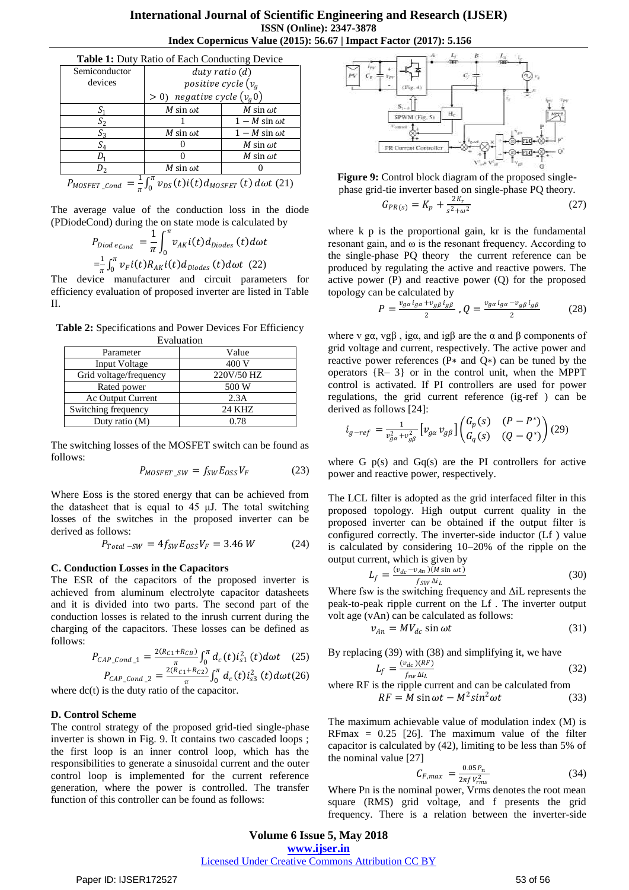**Table 1:** Duty Ratio of Each Conducting Device

| Semiconductor devices | duty ratio $(d)$ positive cycle $(v_g > 0)$ | negative cycle $(v_g 0)$ |
|---|---|---|
| $S_1$ | $M \sin \omega t$ | $M \sin \omega t$ |
| $S_2$ | 1 | $1 - M \sin \omega t$ |
| $S_3$ | $M \sin \omega t$ | $1 - M \sin \omega t$ |
| $S_4$ | 0 | $M \sin \omega t$ |
| $D_1$ | 0 | $M \sin \omega t$ |
| $D_2$ | $M \sin \omega t$ | 0 |

$$P_{MOSFET\_Cond} = \frac{1}{\pi}\int_0^{\pi} v_{DS}(t) i(t) d_{MOSFET}(t)\, d\omega t \quad (21)$$

The average value of the conduction loss in the diode (PDiodeCond) during the on state mode is calculated by

$$P_{Diod\,eCond} = \frac{1}{\pi}\int_0^{\pi} v_{AK} i(t) d_{Diodes}(t) d\omega t$$

$$= \frac{1}{\pi}\int_0^{\pi} v_F i(t) R_{AK} i(t) d_{Diodes}(t) d\omega t \quad (22)$$

The device manufacturer and circuit parameters for efficiency evaluation of proposed inverter are listed in Table II.

**Table 2:** Specifications and Power Devices For Efficiency Evaluation

| Parameter | Value |
|---|---|
| Input Voltage | 400 V |
| Grid voltage/frequency | 220V/50 HZ |
| Rated power | 500 W |
| Ac Output Current | 2.3A |
| Switching frequency | 24 KHZ |
| Duty ratio (M) | 0.78 |

The switching losses of the MOSFET switch can be found as follows:

$$P_{MOSFET\_SW} = f_{SW} E_{OSS} V_F \quad (23)$$

Where Eoss is the stored energy that can be achieved from the datasheet that is equal to 45 μJ. The total switching losses of the switches in the proposed inverter can be derived as follows:

$$P_{Total-SW} = 4 f_{SW} E_{OSS} V_F = 3.46\, W \quad (24)$$

### C. Conduction Losses in the Capacitors

The ESR of the capacitors of the proposed inverter is achieved from aluminum electrolyte capacitor datasheets and it is divided into two parts. The second part of the conduction losses is related to the inrush current during the charging of the capacitors. These losses can be defined as follows:

$$P_{CAP\_Cond\_1} = \frac{2(R_{C1}+R_{CB})}{\pi}\int_0^{\pi} d_c(t) i_{s1}^2(t) d\omega t \quad (25)$$

$$P_{CAP\_Cond\_2} = \frac{2(R_{C1}+R_{C2})}{\pi}\int_0^{\pi} d_c(t) i_{s3}^2(t) d\omega t \quad (26)$$

where dc(t) is the duty ratio of the capacitor.

### D. Control Scheme

The control strategy of the proposed grid-tied single-phase inverter is shown in Fig. 9. It contains two cascaded loops ; the first loop is an inner control loop, which has the responsibilities to generate a sinusoidal current and the outer control loop is implemented for the current reference generation, where the power is controlled. The transfer function of this controller can be found as follows:

**Figure 9:** Control block diagram of the proposed single-phase grid-tie inverter based on single-phase PQ theory.

$$G_{PR(s)} = K_p + \frac{2K_r}{s^2+\omega^2} \quad (27)$$

where k p is the proportional gain, kr is the fundamental resonant gain, and ω is the resonant frequency. According to the single-phase PQ theory the current reference can be produced by regulating the active and reactive powers. The active power (P) and reactive power (Q) for the proposed topology can be calculated by

$$P = \frac{v_{g\alpha} i_{g\alpha} + v_{g\beta} i_{g\beta}}{2},\ Q = \frac{v_{g\alpha} i_{g\alpha} - v_{g\beta} i_{g\beta}}{2} \quad (28)$$

where v gα, vgβ , igα, and igβ are the α and β components of grid voltage and current, respectively. The active power and reactive power references (P∗ and Q∗) can be tuned by the operators {R– 3} or in the control unit, when the MPPT control is activated. If PI controllers are used for power regulations, the grid current reference (ig-ref ) can be derived as follows [24]:

$$i_{g-ref} = \frac{1}{v_{g\alpha}^2 + v_{g\beta}^2}\left[v_{g\alpha}\ v_{g\beta}\right]\begin{pmatrix} G_p(s) & (P-P^*) \\ G_q(s) & (Q-Q^*) \end{pmatrix} \quad (29)$$

where G p(s) and Gq(s) are the PI controllers for active power and reactive power, respectively.

The LCL filter is adopted as the grid interfaced filter in this proposed topology. High output current quality in the proposed inverter can be obtained if the output filter is configured correctly. The inverter-side inductor (Lf ) value is calculated by considering 10–20% of the ripple on the output current, which is given by

$$L_f = \frac{(v_{dc} - v_{An})(M \sin \omega t)}{f_{SW}\Delta i_L} \quad (30)$$

Where fsw is the switching frequency and ΔiL represents the peak-to-peak ripple current on the Lf . The inverter output volt age (vAn) can be calculated as follows:

$$v_{An} = M V_{dc} \sin \omega t \quad (31)$$

By replacing (39) with (38) and simplifying it, we have

$$L_f = \frac{(v_{dc})(RF)}{f_{sw}\Delta i_L} \quad (32)$$

where RF is the ripple current and can be calculated from

$$RF = M \sin \omega t - M^2 \sin^2 \omega t \quad (33)$$

The maximum achievable value of modulation index (M) is RFmax = 0.25 [26]. The maximum value of the filter capacitor is calculated by (42), limiting to be less than 5% of the nominal value [27]

$$C_{F,max} = \frac{0.05 P_n}{2\pi f V_{rms}^2} \quad (34)$$

Where Pn is the nominal power, Vrms denotes the root mean square (RMS) grid voltage, and f presents the grid frequency. There is a relation between the inverter-side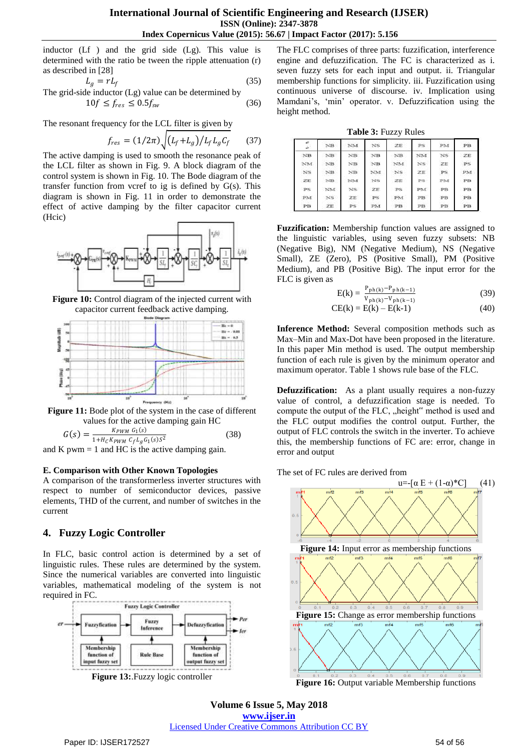inductor (Lf ) and the grid side (Lg). This value is determined with the ratio be tween the ripple attenuation (r) as described in [28]

$$L_g = rL_f \qquad (35)$$

The grid-side inductor (Lg) value can be determined by

$$10f \leq f_{res} \leq 0.5f_{sw} \qquad (36)$$

The resonant frequency for the LCL filter is given by

$$f_{res} = (1/2\pi)\sqrt{(L_f+L_g)/L_f L_g C_f} \qquad (37)$$

The active damping is used to smooth the resonance peak of the LCL filter as shown in Fig. 9. A block diagram of the control system is shown in Fig. 10. The Bode diagram of the transfer function from vcref to ig is defined by G(s). This diagram is shown in Fig. 11 in order to demonstrate the effect of active damping by the filter capacitor current (Hcic)

**Figure 10:** Control diagram of the injected current with capacitor current feedback active damping.

**Figure 11:** Bode plot of the system in the case of different values for the active damping gain HC

$$G(s) = \frac{K_{PWM}\ G_1(s)}{1+H_C K_{PWM}\ C_f L_g G_1(s)S^2} \qquad (38)$$

and K pwm = 1 and HC is the active damping gain.

**E. Comparison with Other Known Topologies**

A comparison of the transformerless inverter structures with respect to number of semiconductor devices, passive elements, THD of the current, and number of switches in the current

## 4. Fuzzy Logic Controller

In FLC, basic control action is determined by a set of linguistic rules. These rules are determined by the system. Since the numerical variables are converted into linguistic variables, mathematical modeling of the system is not required in FC.

**Figure 13:**.Fuzzy logic controller

The FLC comprises of three parts: fuzzification, interference engine and defuzzification. The FC is characterized as i. seven fuzzy sets for each input and output. ii. Triangular membership functions for simplicity. iii. Fuzzification using continuous universe of discourse. iv. Implication using Mamdani's, 'min' operator. v. Defuzzification using the height method.

**Table 3:** Fuzzy Rules

| e \ ce | NB | NM | NS | ZE | PS | PM | PB |
|---|---|---|---|---|---|---|---|
| NB | NB | NB | NB | NB | NM | NS | ZE |
| NM | NB | NB | NB | NM | NS | ZE | PS |
| NS | NB | NB | NM | NS | ZE | PS | PM |
| ZE | NB | NM | NS | ZE | PS | PM | PB |
| PS | NM | NS | ZE | PS | PM | PB | PB |
| PM | NS | ZE | PS | PM | PB | PB | PB |
| PB | ZE | PS | PM | PB | PB | PB | PB |

**Fuzzification:** Membership function values are assigned to the linguistic variables, using seven fuzzy subsets: NB (Negative Big), NM (Negative Medium), NS (Negative Small), ZE (Zero), PS (Positive Small), PM (Positive Medium), and PB (Positive Big). The input error for the FLC is given as

$$E(k) = \frac{P_{ph(k)} - P_{ph(k-1)}}{V_{ph(k)} - V_{ph(k-1)}} \qquad (39)$$

$$CE(k) = E(k) - E(k-1) \qquad (40)$$

**Inference Method:** Several composition methods such as Max–Min and Max-Dot have been proposed in the literature. In this paper Min method is used. The output membership function of each rule is given by the minimum operator and maximum operator. Table 1 shows rule base of the FLC.

**Defuzzification:** As a plant usually requires a non-fuzzy value of control, a defuzzification stage is needed. To compute the output of the FLC, „height" method is used and the FLC output modifies the control output. Further, the output of FLC controls the switch in the inverter. To achieve this, the membership functions of FC are: error, change in error and output

The set of FC rules are derived from

$$u = -[\alpha E + (1-\alpha)*C] \qquad (41)$$

**Figure 14:** Input error as membership functions

**Figure 15:** Change as error membership functions

**Figure 16:** Output variable Membership functions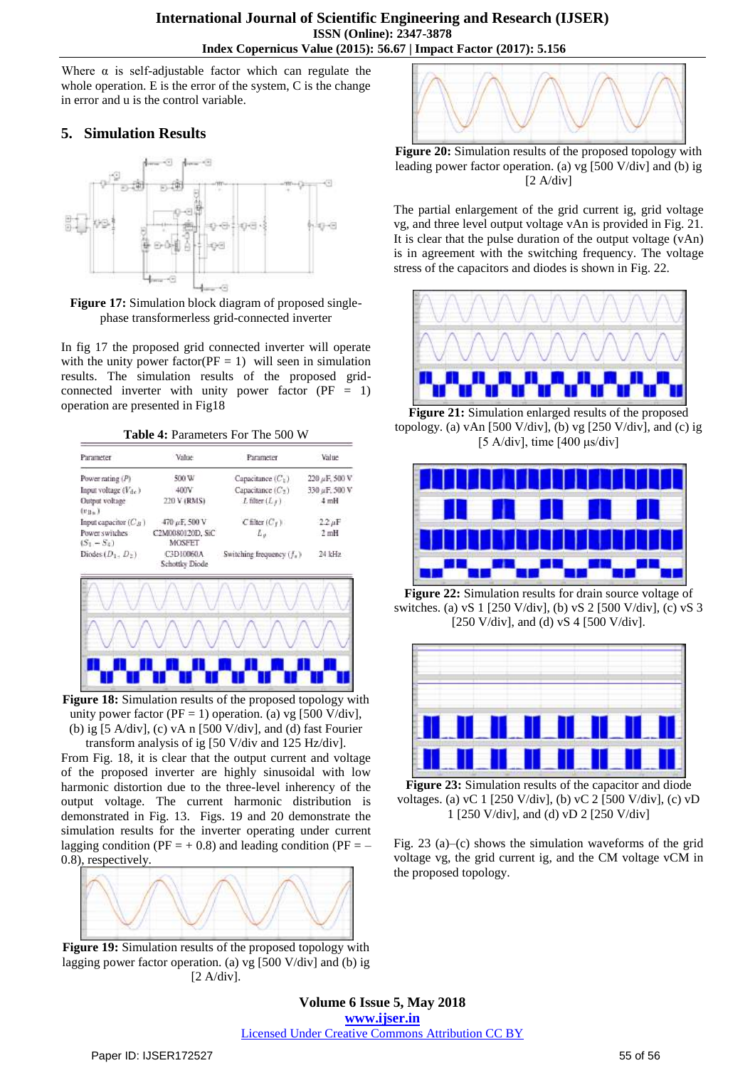Where α is self-adjustable factor which can regulate the whole operation. E is the error of the system, C is the change in error and u is the control variable.

## 5. Simulation Results

**Figure 17:** Simulation block diagram of proposed single-phase transformerless grid-connected inverter

In fig 17 the proposed grid connected inverter will operate with the unity power factor(PF = 1) will seen in simulation results. The simulation results of the proposed grid-connected inverter with unity power factor (PF = 1) operation are presented in Fig18

**Table 4:** Parameters For The 500 W

| Parameter | Value | Parameter | Value |
|---|---|---|---|
| Power rating ($P$) | 500 W | Capacitance ($C_1$) | 220 $\mu$F, 500 V |
| Input voltage ($V_{dc}$) | 400V | Capacitance ($C_2$) | 330 $\mu$F, 500 V |
| Output voltage ($v_{gn}$) | 220 V (RMS) | $L$ filter ($L_f$) | 4 mH |
| Input capacitor ($C_B$) | 470 $\mu$F, 500 V | $C$ filter ($C_f$) | 2.2 $\mu$F |
| Power switches ($S_1 - S_4$) | C2M0080120D, SiC MOSFET | $L_g$ | 2 mH |
| Diodes ($D_1$, $D_2$) | C3D10060A Schottky Diode | Switching frequency ($f_s$) | 24 kHz |

**Figure 18:** Simulation results of the proposed topology with unity power factor (PF = 1) operation. (a) vg [500 V/div], (b) ig [5 A/div], (c) vA n [500 V/div], and (d) fast Fourier transform analysis of ig [50 V/div and 125 Hz/div].

From Fig. 18, it is clear that the output current and voltage of the proposed inverter are highly sinusoidal with low harmonic distortion due to the three-level inherency of the output voltage. The current harmonic distribution is demonstrated in Fig. 13. Figs. 19 and 20 demonstrate the simulation results for the inverter operating under current lagging condition (PF = + 0.8) and leading condition (PF = – 0.8), respectively.

**Figure 19:** Simulation results of the proposed topology with lagging power factor operation. (a) vg [500 V/div] and (b) ig [2 A/div].

**Figure 20:** Simulation results of the proposed topology with leading power factor operation. (a) vg [500 V/div] and (b) ig [2 A/div]

The partial enlargement of the grid current ig, grid voltage vg, and three level output voltage vAn is provided in Fig. 21. It is clear that the pulse duration of the output voltage (vAn) is in agreement with the switching frequency. The voltage stress of the capacitors and diodes is shown in Fig. 22.

**Figure 21:** Simulation enlarged results of the proposed topology. (a) vAn [500 V/div], (b) vg [250 V/div], and (c) ig [5 A/div], time [400 μs/div]

**Figure 22:** Simulation results for drain source voltage of switches. (a) vS 1 [250 V/div], (b) vS 2 [500 V/div], (c) vS 3 [250 V/div], and (d) vS 4 [500 V/div].

**Figure 23:** Simulation results of the capacitor and diode voltages. (a) vC 1 [250 V/div], (b) vC 2 [500 V/div], (c) vD 1 [250 V/div], and (d) vD 2 [250 V/div]

Fig. 23 (a)–(c) shows the simulation waveforms of the grid voltage vg, the grid current ig, and the CM voltage vCM in the proposed topology.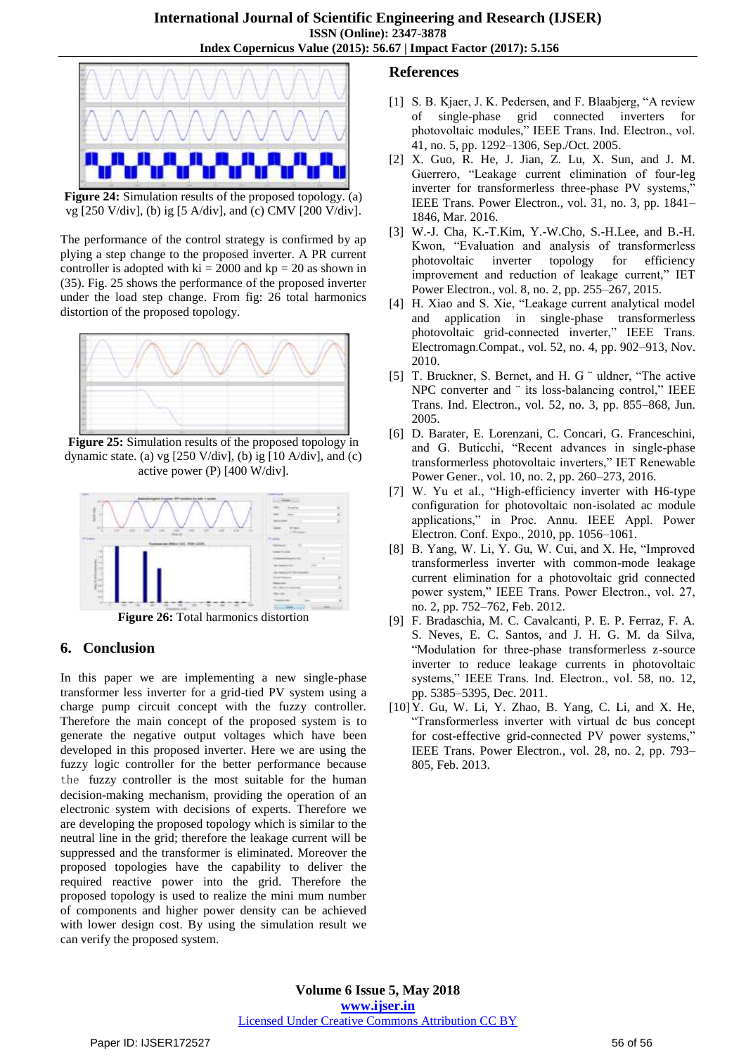**Figure 24:** Simulation results of the proposed topology. (a) vg [250 V/div], (b) ig [5 A/div], and (c) CMV [200 V/div].

The performance of the control strategy is confirmed by ap plying a step change to the proposed inverter. A PR current controller is adopted with ki = 2000 and kp = 20 as shown in (35). Fig. 25 shows the performance of the proposed inverter under the load step change. From fig: 26 total harmonics distortion of the proposed topology.

**Figure 25:** Simulation results of the proposed topology in dynamic state. (a) vg [250 V/div], (b) ig [10 A/div], and (c) active power (P) [400 W/div].

**Figure 26:** Total harmonics distortion

## 6. Conclusion

In this paper we are implementing a new single-phase transformer less inverter for a grid-tied PV system using a charge pump circuit concept with the fuzzy controller. Therefore the main concept of the proposed system is to generate the negative output voltages which have been developed in this proposed inverter. Here we are using the fuzzy logic controller for the better performance because the fuzzy controller is the most suitable for the human decision-making mechanism, providing the operation of an electronic system with decisions of experts. Therefore we are developing the proposed topology which is similar to the neutral line in the grid; therefore the leakage current will be suppressed and the transformer is eliminated. Moreover the proposed topologies have the capability to deliver the required reactive power into the grid. Therefore the proposed topology is used to realize the mini mum number of components and higher power density can be achieved with lower design cost. By using the simulation result we can verify the proposed system.

## References

[1] S. B. Kjaer, J. K. Pedersen, and F. Blaabjerg, "A review of single-phase grid connected inverters for photovoltaic modules," IEEE Trans. Ind. Electron., vol. 41, no. 5, pp. 1292–1306, Sep./Oct. 2005.

[2] X. Guo, R. He, J. Jian, Z. Lu, X. Sun, and J. M. Guerrero, "Leakage current elimination of four-leg inverter for transformerless three-phase PV systems," IEEE Trans. Power Electron., vol. 31, no. 3, pp. 1841–1846, Mar. 2016.

[3] W.-J. Cha, K.-T.Kim, Y.-W.Cho, S.-H.Lee, and B.-H. Kwon, "Evaluation and analysis of transformerless photovoltaic inverter topology for efficiency improvement and reduction of leakage current," IET Power Electron., vol. 8, no. 2, pp. 255–267, 2015.

[4] H. Xiao and S. Xie, "Leakage current analytical model and application in single-phase transformerless photovoltaic grid-connected inverter," IEEE Trans. Electromagn.Compat., vol. 52, no. 4, pp. 902–913, Nov. 2010.

[5] T. Bruckner, S. Bernet, and H. G ¨ uldner, "The active NPC converter and ¨ its loss-balancing control," IEEE Trans. Ind. Electron., vol. 52, no. 3, pp. 855–868, Jun. 2005.

[6] D. Barater, E. Lorenzani, C. Concari, G. Franceschini, and G. Buticchi, "Recent advances in single-phase transformerless photovoltaic inverters," IET Renewable Power Gener., vol. 10, no. 2, pp. 260–273, 2016.

[7] W. Yu et al., "High-efficiency inverter with H6-type configuration for photovoltaic non-isolated ac module applications," in Proc. Annu. IEEE Appl. Power Electron. Conf. Expo., 2010, pp. 1056–1061.

[8] B. Yang, W. Li, Y. Gu, W. Cui, and X. He, "Improved transformerless inverter with common-mode leakage current elimination for a photovoltaic grid connected power system," IEEE Trans. Power Electron., vol. 27, no. 2, pp. 752–762, Feb. 2012.

[9] F. Bradaschia, M. C. Cavalcanti, P. E. P. Ferraz, F. A. S. Neves, E. C. Santos, and J. H. G. M. da Silva, "Modulation for three-phase transformerless z-source inverter to reduce leakage currents in photovoltaic systems," IEEE Trans. Ind. Electron., vol. 58, no. 12, pp. 5385–5395, Dec. 2011.

[10] Y. Gu, W. Li, Y. Zhao, B. Yang, C. Li, and X. He, "Transformerless inverter with virtual dc bus concept for cost-effective grid-connected PV power systems," IEEE Trans. Power Electron., vol. 28, no. 2, pp. 793–805, Feb. 2013.